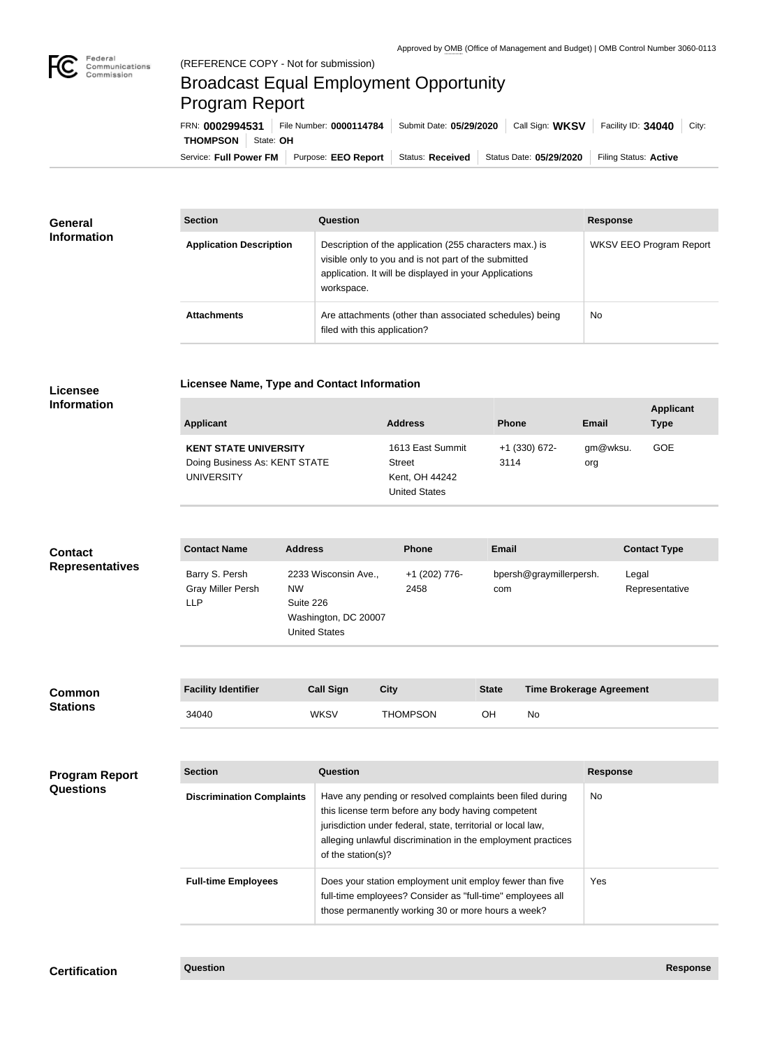Approved by OMB (Office of Management and Budget) | OMB Control Number 3060-0113

Federal Communications Commission

(REFERENCE COPY - Not for submission)

# Broadcast Equal Employment Opportunity Program Report

FRN: **0002994531** | File Number: **0000114784** | Submit Date: **05/29/2020** | Call Sign: **WKSV** | Facility ID: **34040** | City: **THOMPSON** | State: **OH**

Service: **Full Power FM** | Purpose: **EEO Report** | Status: **Received** | Status Date: **05/29/2020** | Filing Status: **Active**

## General Information

| Section | Question | Response |
| --- | --- | --- |
| **Application Description** | Description of the application (255 characters max.) is visible only to you and is not part of the submitted application. It will be displayed in your Applications workspace. | WKSV EEO Program Report |
| **Attachments** | Are attachments (other than associated schedules) being filed with this application? | No |

## Licensee Information

**Licensee Name, Type and Contact Information**

| Applicant | Address | Phone | Email | Applicant Type |
| --- | --- | --- | --- | --- |
| **KENT STATE UNIVERSITY** Doing Business As: KENT STATE UNIVERSITY | 1613 East Summit Street Kent, OH 44242 United States | +1 (330) 672-3114 | gm@wksu.org | GOE |

## Contact Representatives

| Contact Name | Address | Phone | Email | Contact Type |
| --- | --- | --- | --- | --- |
| Barry S. Persh Gray Miller Persh LLP | 2233 Wisconsin Ave., NW Suite 226 Washington, DC 20007 United States | +1 (202) 776-2458 | bpersh@graymillerpersh.com | Legal Representative |

## Common Stations

| Facility Identifier | Call Sign | City | State | Time Brokerage Agreement |
| --- | --- | --- | --- | --- |
| 34040 | WKSV | THOMPSON | OH | No |

## Program Report Questions

| Section | Question | Response |
| --- | --- | --- |
| **Discrimination Complaints** | Have any pending or resolved complaints been filed during this license term before any body having competent jurisdiction under federal, state, territorial or local law, alleging unlawful discrimination in the employment practices of the station(s)? | No |
| **Full-time Employees** | Does your station employment unit employ fewer than five full-time employees? Consider as "full-time" employees all those permanently working 30 or more hours a week? | Yes |

## Certification

| Question | Response |
| --- | --- |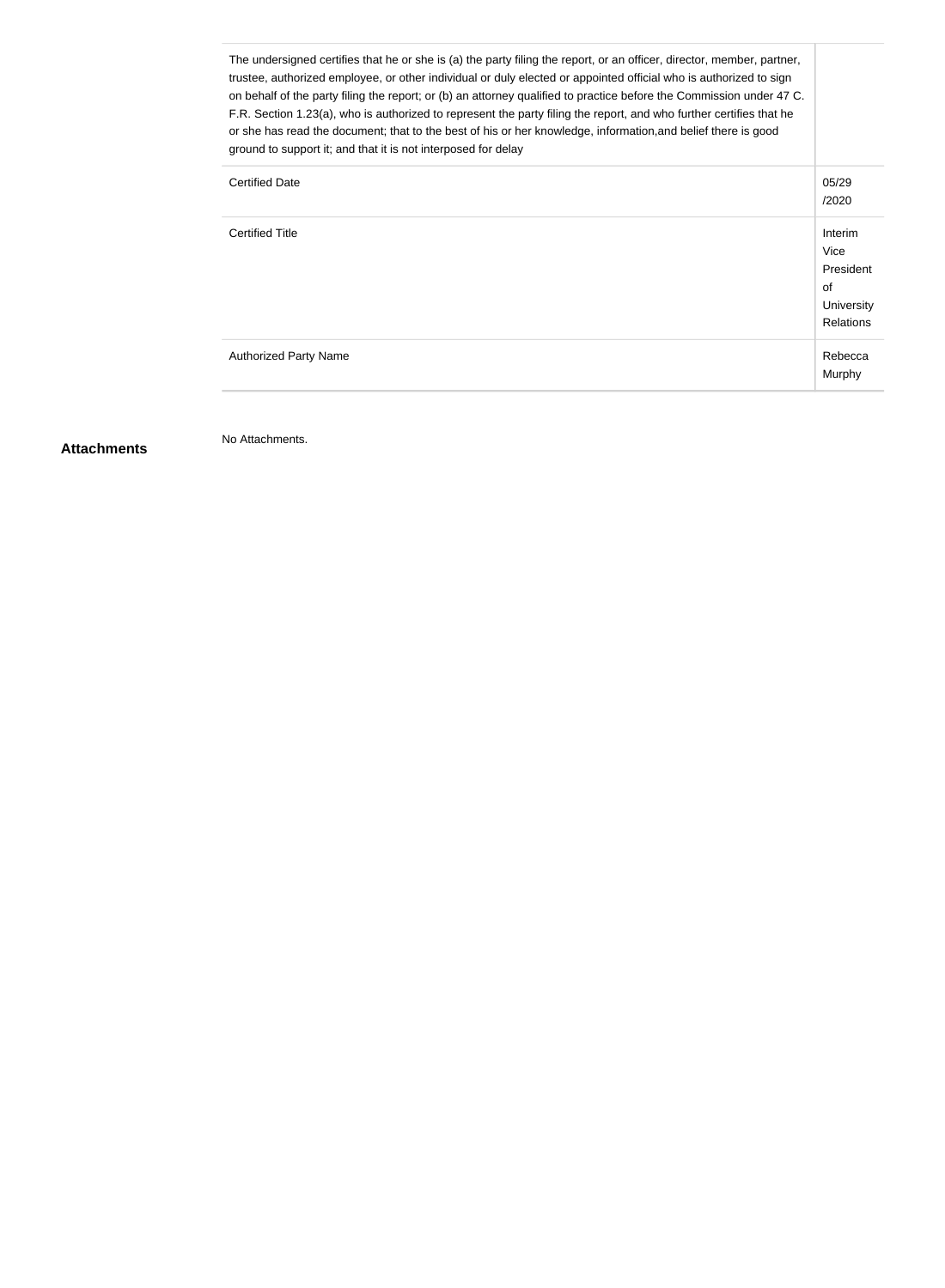| | |
|---|---|
| The undersigned certifies that he or she is (a) the party filing the report, or an officer, director, member, partner, trustee, authorized employee, or other individual or duly elected or appointed official who is authorized to sign on behalf of the party filing the report; or (b) an attorney qualified to practice before the Commission under 47 C.F.R. Section 1.23(a), who is authorized to represent the party filing the report, and who further certifies that he or she has read the document; that to the best of his or her knowledge, information,and belief there is good ground to support it; and that it is not interposed for delay | |
| Certified Date | 05/29/2020 |
| Certified Title | Interim Vice President of University Relations |
| Authorized Party Name | Rebecca Murphy |

**Attachments**

No Attachments.